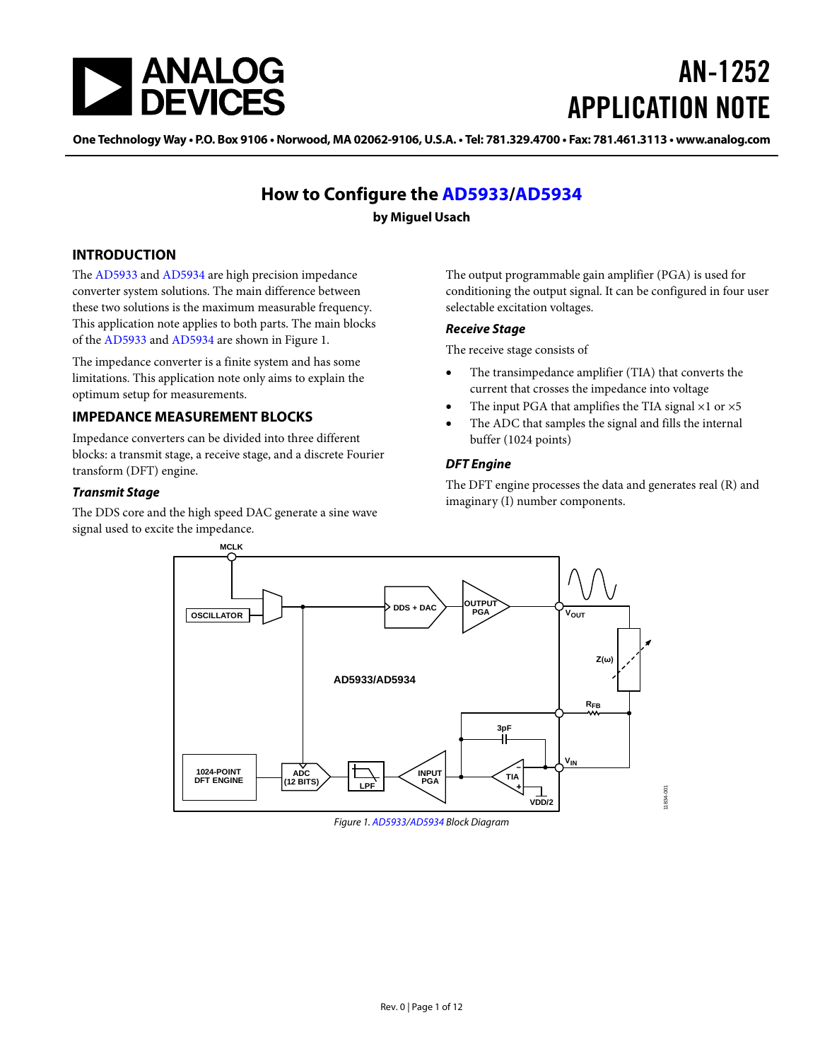# AN-1252 APPLICATION NOTE

One Technology Way • P.O. Box 9106 • Norwood, MA 02062-9106, U.S.A. • Tel: 781.329.4700 • Fax: 781.461.3113 • www.analog.com

## How to Configure the AD5933/AD5934

**by Miguel Usach**

## INTRODUCTION

The AD5933 and AD5934 are high precision impedance converter system solutions. The main difference between these two solutions is the maximum measurable frequency. This application note applies to both parts. The main blocks of the AD5933 and AD5934 are shown in Figure 1.

The impedance converter is a finite system and has some limitations. This application note only aims to explain the optimum setup for measurements.

## IMPEDANCE MEASUREMENT BLOCKS

Impedance converters can be divided into three different blocks: a transmit stage, a receive stage, and a discrete Fourier transform (DFT) engine.

### Transmit Stage

The DDS core and the high speed DAC generate a sine wave signal used to excite the impedance.

The output programmable gain amplifier (PGA) is used for conditioning the output signal. It can be configured in four user selectable excitation voltages.

### Receive Stage

The receive stage consists of

- The transimpedance amplifier (TIA) that converts the current that crosses the impedance into voltage
- The input PGA that amplifies the TIA signal ×1 or ×5
- The ADC that samples the signal and fills the internal buffer (1024 points)

### DFT Engine

The DFT engine processes the data and generates real (R) and imaginary (I) number components.

*Figure 1. AD5933/AD5934 Block Diagram*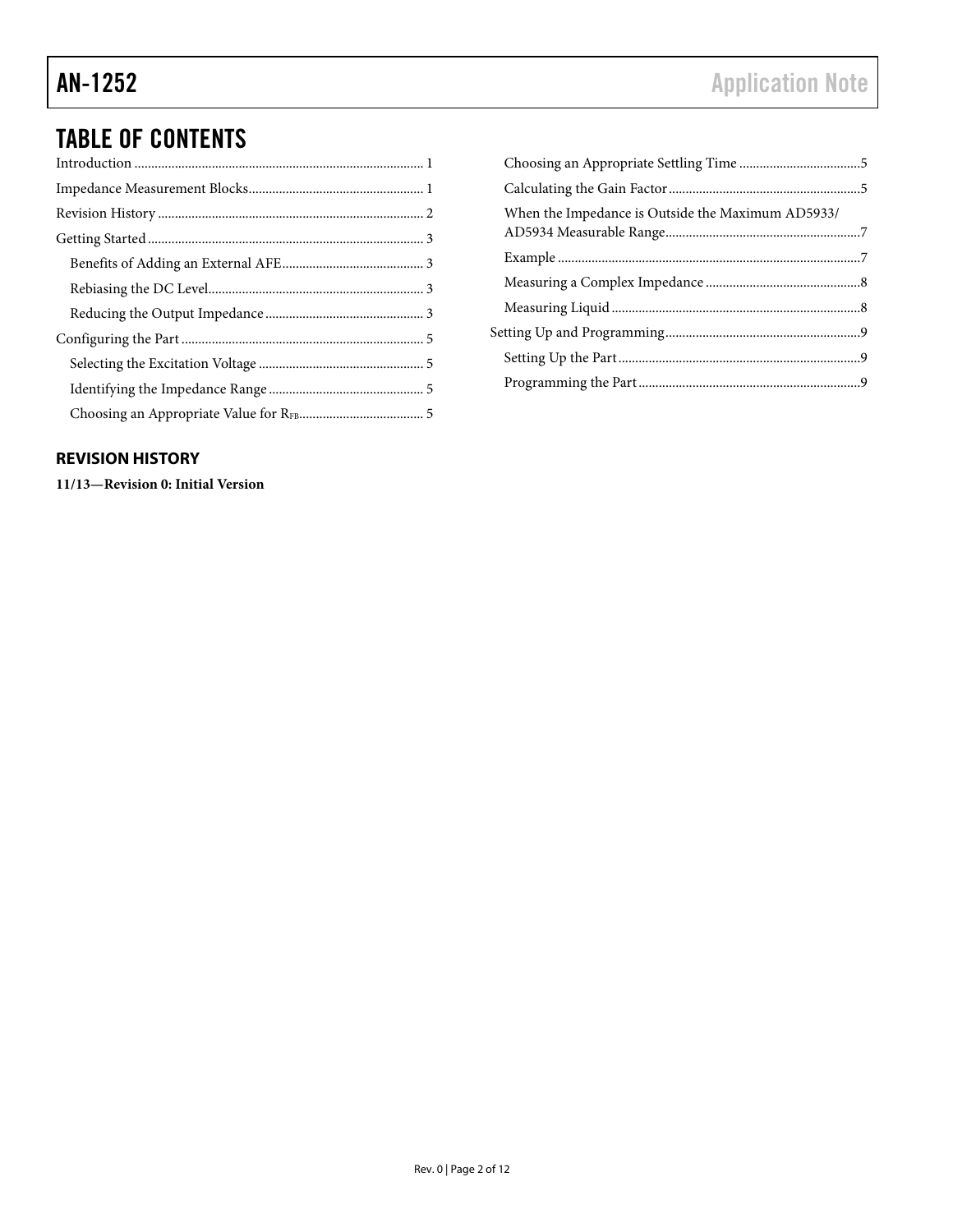## TABLE OF CONTENTS

Introduction .................................................................................... 1

Impedance Measurement Blocks................................................... 1

Revision History .............................................................................. 2

Getting Started ................................................................................. 3

- Benefits of Adding an External AFE.......................................... 3
- Rebiasing the DC Level............................................................... 3
- Reducing the Output Impedance ............................................... 3

Configuring the Part ........................................................................ 5

- Selecting the Excitation Voltage ................................................. 5
- Identifying the Impedance Range ............................................. 5
- Choosing an Appropriate Value for $R_{FB}$..................................... 5
- Choosing an Appropriate Settling Time ...................................5
- Calculating the Gain Factor ........................................................5
- When the Impedance is Outside the Maximum AD5933/AD5934 Measurable Range.........................................................7
- Example .........................................................................................7
- Measuring a Complex Impedance .............................................8
- Measuring Liquid .........................................................................8

Setting Up and Programming.........................................................9

- Setting Up the Part .......................................................................9
- Programming the Part .................................................................9

### REVISION HISTORY

**11/13—Revision 0: Initial Version**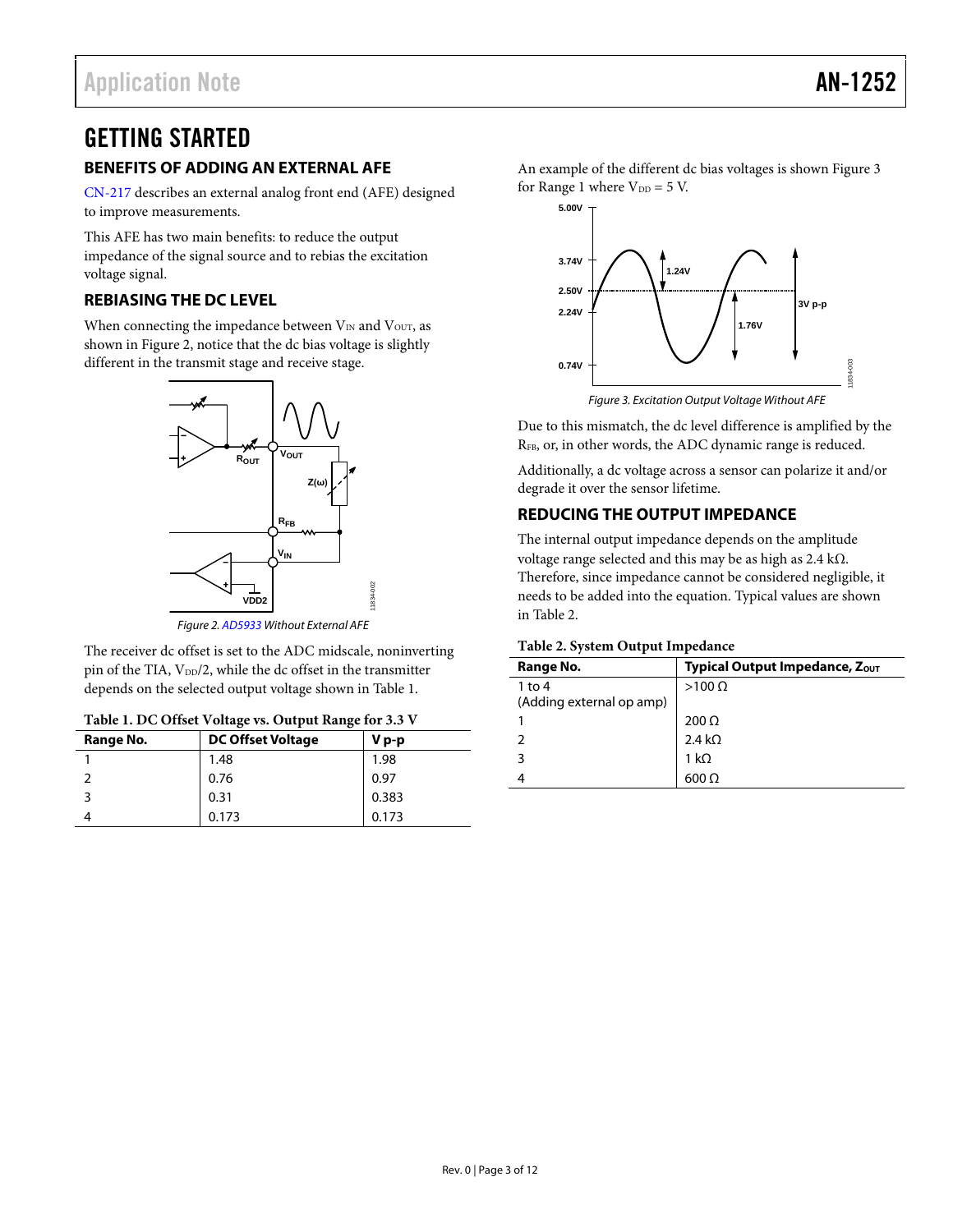# GETTING STARTED

## BENEFITS OF ADDING AN EXTERNAL AFE

CN-217 describes an external analog front end (AFE) designed to improve measurements.

This AFE has two main benefits: to reduce the output impedance of the signal source and to rebias the excitation voltage signal.

## REBIASING THE DC LEVEL

When connecting the impedance between $V_{IN}$ and $V_{OUT}$, as shown in Figure 2, notice that the dc bias voltage is slightly different in the transmit stage and receive stage.

*Figure 2. AD5933 Without External AFE*

The receiver dc offset is set to the ADC midscale, noninverting pin of the TIA, $V_{DD}/2$, while the dc offset in the transmitter depends on the selected output voltage shown in Table 1.

**Table 1. DC Offset Voltage vs. Output Range for 3.3 V**

| Range No. | DC Offset Voltage | V p-p |
|---|---|---|
| 1 | 1.48 | 1.98 |
| 2 | 0.76 | 0.97 |
| 3 | 0.31 | 0.383 |
| 4 | 0.173 | 0.173 |

An example of the different dc bias voltages is shown Figure 3 for Range 1 where $V_{DD}$ = 5 V.

*Figure 3. Excitation Output Voltage Without AFE*

Due to this mismatch, the dc level difference is amplified by the $R_{FB}$, or, in other words, the ADC dynamic range is reduced.

Additionally, a dc voltage across a sensor can polarize it and/or degrade it over the sensor lifetime.

## REDUCING THE OUTPUT IMPEDANCE

The internal output impedance depends on the amplitude voltage range selected and this may be as high as 2.4 kΩ. Therefore, since impedance cannot be considered negligible, it needs to be added into the equation. Typical values are shown in Table 2.

**Table 2. System Output Impedance**

| Range No. | Typical Output Impedance, $Z_{OUT}$ |
|---|---|
| 1 to 4 (Adding external op amp) | >100 Ω |
| 1 | 200 Ω |
| 2 | 2.4 kΩ |
| 3 | 1 kΩ |
| 4 | 600 Ω |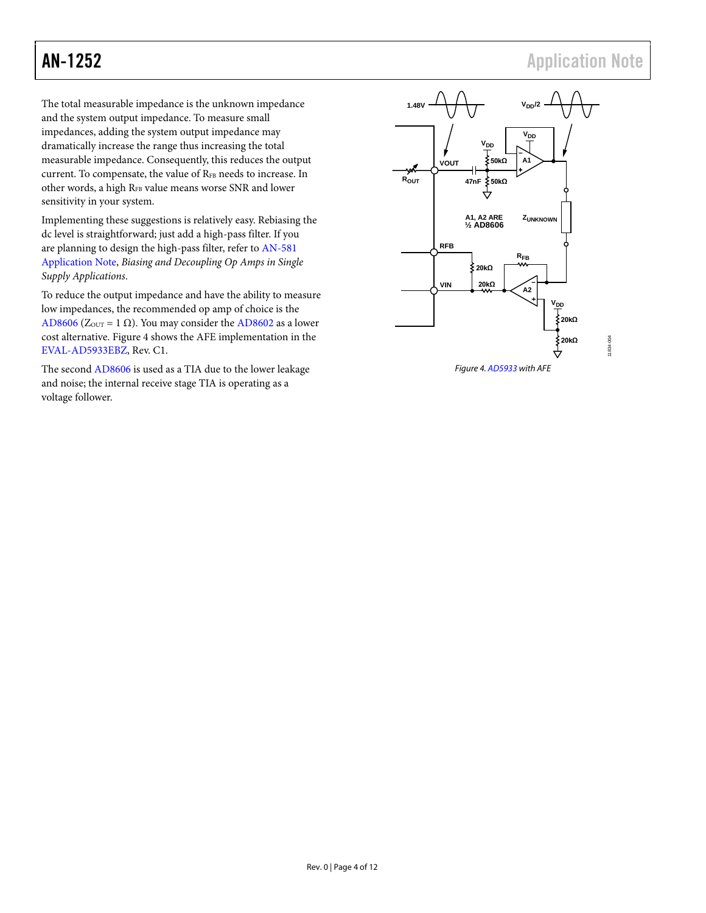The total measurable impedance is the unknown impedance and the system output impedance. To measure small impedances, adding the system output impedance may dramatically increase the range thus increasing the total measurable impedance. Consequently, this reduces the output current. To compensate, the value of $R_{FB}$ needs to increase. In other words, a high $R_{FB}$ value means worse SNR and lower sensitivity in your system.

Implementing these suggestions is relatively easy. Rebiasing the dc level is straightforward; just add a high-pass filter. If you are planning to design the high-pass filter, refer to AN-581 Application Note, *Biasing and Decoupling Op Amps in Single Supply Applications*.

To reduce the output impedance and have the ability to measure low impedances, the recommended op amp of choice is the AD8606 ($Z_{OUT}$ = 1 Ω). You may consider the AD8602 as a lower cost alternative. Figure 4 shows the AFE implementation in the EVAL-AD5933EBZ, Rev. C1.

The second AD8606 is used as a TIA due to the lower leakage and noise; the internal receive stage TIA is operating as a voltage follower.

*Figure 4. AD5933 with AFE*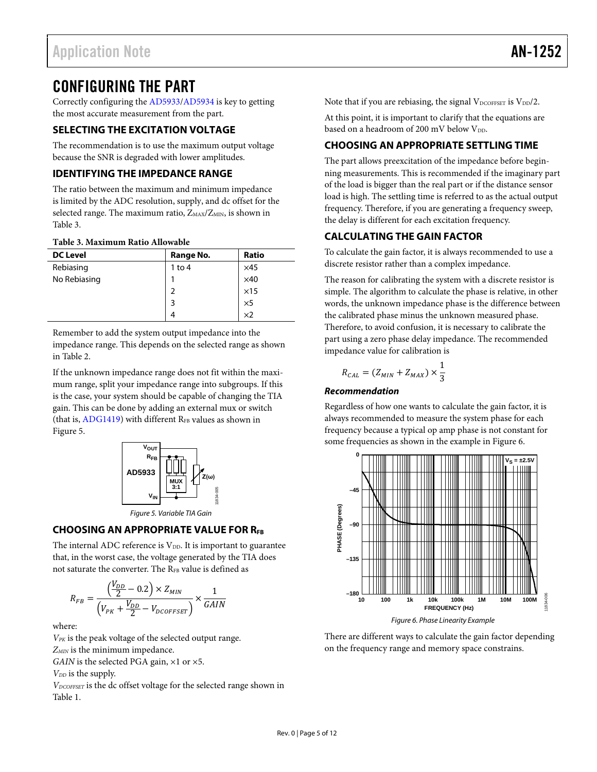# CONFIGURING THE PART

Correctly configuring the AD5933/AD5934 is key to getting the most accurate measurement from the part.

## SELECTING THE EXCITATION VOLTAGE

The recommendation is to use the maximum output voltage because the SNR is degraded with lower amplitudes.

## IDENTIFYING THE IMPEDANCE RANGE

The ratio between the maximum and minimum impedance is limited by the ADC resolution, supply, and dc offset for the selected range. The maximum ratio, $Z_{MAX}/Z_{MIN}$, is shown in Table 3.

**Table 3. Maximum Ratio Allowable**

| DC Level | Range No. | Ratio |
|---|---|---|
| Rebiasing | 1 to 4 | ×45 |
| No Rebiasing | 1 | ×40 |
| | 2 | ×15 |
| | 3 | ×5 |
| | 4 | ×2 |

Remember to add the system output impedance into the impedance range. This depends on the selected range as shown in Table 2.

If the unknown impedance range does not fit within the maximum range, split your impedance range into subgroups. If this is the case, your system should be capable of changing the TIA gain. This can be done by adding an external mux or switch (that is, ADG1419) with different $R_{FB}$ values as shown in Figure 5.

Figure 5. Variable TIA Gain

## CHOOSING AN APPROPRIATE VALUE FOR $R_{FB}$

The internal ADC reference is $V_{DD}$. It is important to guarantee that, in the worst case, the voltage generated by the TIA does not saturate the converter. The $R_{FB}$ value is defined as

$$R_{FB} = \frac{\left(\frac{V_{DD}}{2} - 0.2\right) \times Z_{MIN}}{\left(V_{PK} + \frac{V_{DD}}{2} - V_{DCOFFSET}\right)} \times \frac{1}{GAIN}$$

where:
$V_{PK}$ is the peak voltage of the selected output range.
$Z_{MIN}$ is the minimum impedance.
$GAIN$ is the selected PGA gain, ×1 or ×5.
$V_{DD}$ is the supply.
$V_{DCOFFSET}$ is the dc offset voltage for the selected range shown in Table 1.

Note that if you are rebiasing, the signal $V_{DCOFFSET}$ is $V_{DD}/2$.

At this point, it is important to clarify that the equations are based on a headroom of 200 mV below $V_{DD}$.

## CHOOSING AN APPROPRIATE SETTLING TIME

The part allows preexcitation of the impedance before beginning measurements. This is recommended if the imaginary part of the load is bigger than the real part or if the distance sensor load is high. The settling time is referred to as the actual output frequency. Therefore, if you are generating a frequency sweep, the delay is different for each excitation frequency.

## CALCULATING THE GAIN FACTOR

To calculate the gain factor, it is always recommended to use a discrete resistor rather than a complex impedance.

The reason for calibrating the system with a discrete resistor is simple. The algorithm to calculate the phase is relative, in other words, the unknown impedance phase is the difference between the calibrated phase minus the unknown measured phase. Therefore, to avoid confusion, it is necessary to calibrate the part using a zero phase delay impedance. The recommended impedance value for calibration is

$$R_{CAL} = (Z_{MIN} + Z_{MAX}) \times \frac{1}{3}$$

### *Recommendation*

Regardless of how one wants to calculate the gain factor, it is always recommended to measure the system phase for each frequency because a typical op amp phase is not constant for some frequencies as shown in the example in Figure 6.

Figure 6. Phase Linearity Example

There are different ways to calculate the gain factor depending on the frequency range and memory space constrains.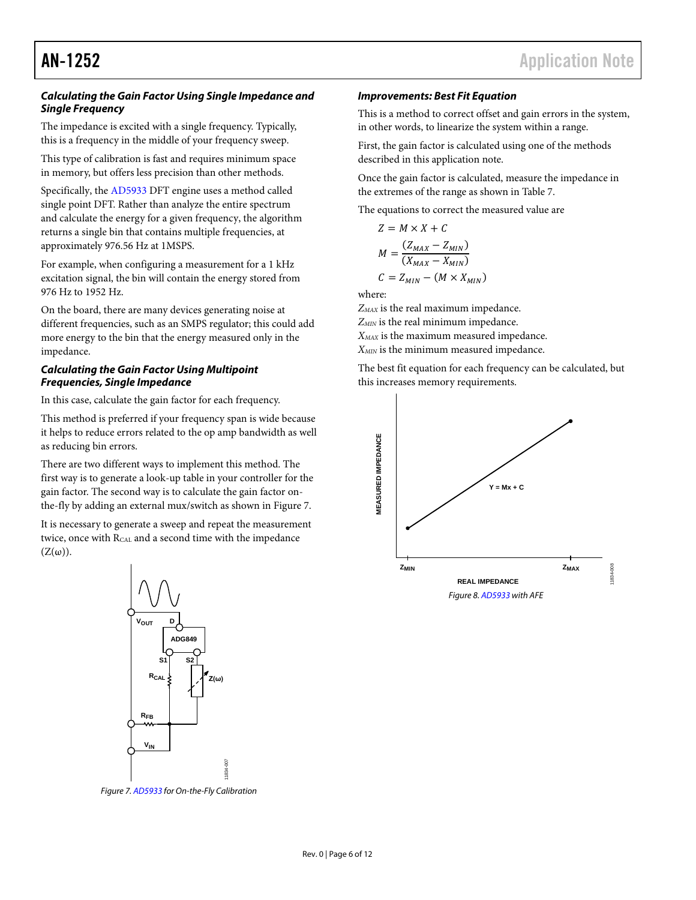### Calculating the Gain Factor Using Single Impedance and Single Frequency

The impedance is excited with a single frequency. Typically, this is a frequency in the middle of your frequency sweep.

This type of calibration is fast and requires minimum space in memory, but offers less precision than other methods.

Specifically, the AD5933 DFT engine uses a method called single point DFT. Rather than analyze the entire spectrum and calculate the energy for a given frequency, the algorithm returns a single bin that contains multiple frequencies, at approximately 976.56 Hz at 1MSPS.

For example, when configuring a measurement for a 1 kHz excitation signal, the bin will contain the energy stored from 976 Hz to 1952 Hz.

On the board, there are many devices generating noise at different frequencies, such as an SMPS regulator; this could add more energy to the bin that the energy measured only in the impedance.

### Calculating the Gain Factor Using Multipoint Frequencies, Single Impedance

In this case, calculate the gain factor for each frequency.

This method is preferred if your frequency span is wide because it helps to reduce errors related to the op amp bandwidth as well as reducing bin errors.

There are two different ways to implement this method. The first way is to generate a look-up table in your controller for the gain factor. The second way is to calculate the gain factor on-the-fly by adding an external mux/switch as shown in Figure 7.

It is necessary to generate a sweep and repeat the measurement twice, once with $R_{CAL}$ and a second time with the impedance ($Z(\omega)$).

Figure 7. AD5933 for On-the-Fly Calibration

### Improvements: Best Fit Equation

This is a method to correct offset and gain errors in the system, in other words, to linearize the system within a range.

First, the gain factor is calculated using one of the methods described in this application note.

Once the gain factor is calculated, measure the impedance in the extremes of the range as shown in Table 7.

The equations to correct the measured value are

$$Z = M \times X + C$$

$$M = \frac{(Z_{MAX} - Z_{MIN})}{(X_{MAX} - X_{MIN})}$$

$$C = Z_{MIN} - (M \times X_{MIN})$$

where:
$Z_{MAX}$ is the real maximum impedance.
$Z_{MIN}$ is the real minimum impedance.
$X_{MAX}$ is the maximum measured impedance.
$X_{MIN}$ is the minimum measured impedance.

The best fit equation for each frequency can be calculated, but this increases memory requirements.

Figure 8. AD5933 with AFE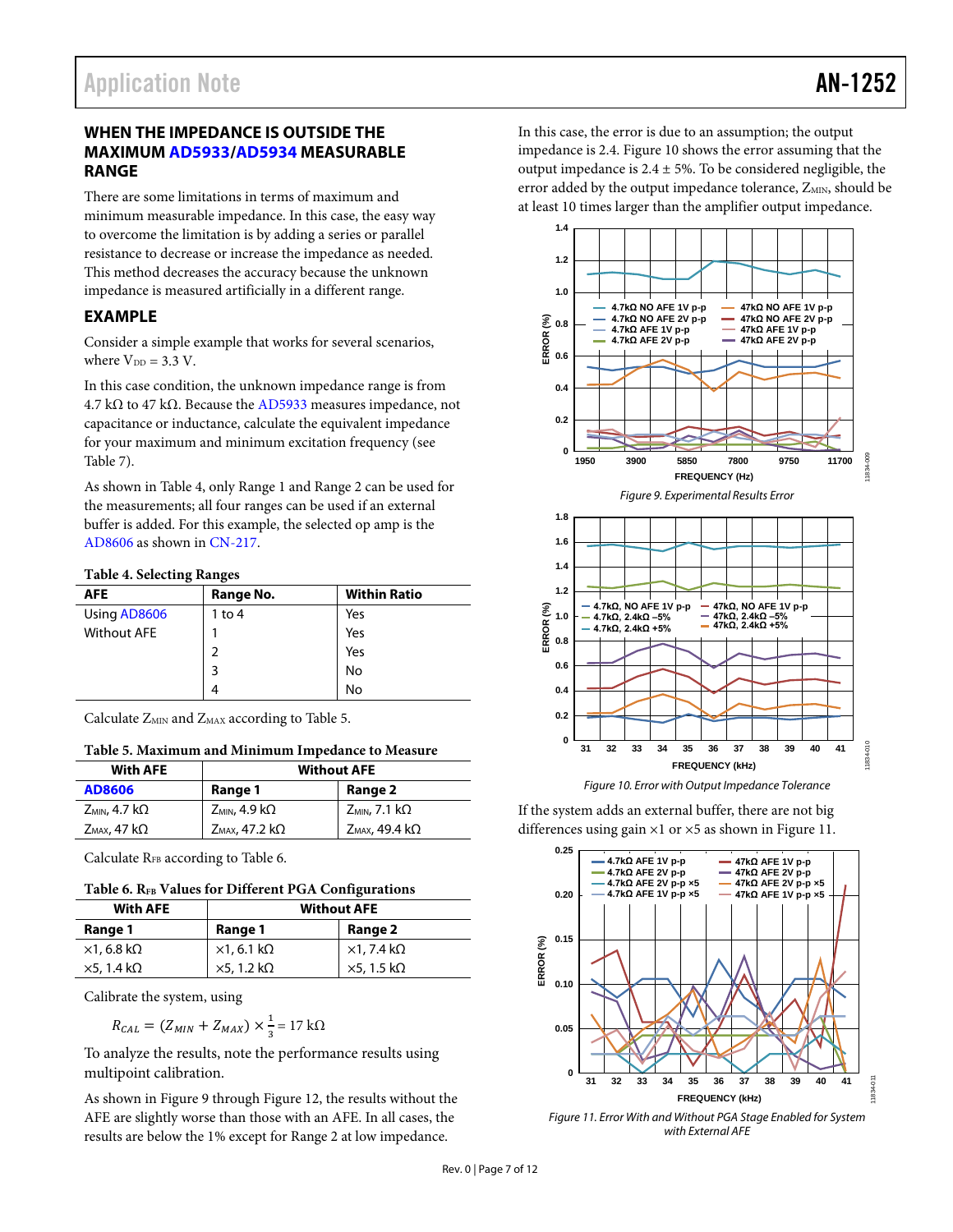## WHEN THE IMPEDANCE IS OUTSIDE THE MAXIMUM AD5933/AD5934 MEASURABLE RANGE

There are some limitations in terms of maximum and minimum measurable impedance. In this case, the easy way to overcome the limitation is by adding a series or parallel resistance to decrease or increase the impedance as needed. This method decreases the accuracy because the unknown impedance is measured artificially in a different range.

## EXAMPLE

Consider a simple example that works for several scenarios, where $V_{DD}$ = 3.3 V.

In this case condition, the unknown impedance range is from 4.7 kΩ to 47 kΩ. Because the AD5933 measures impedance, not capacitance or inductance, calculate the equivalent impedance for your maximum and minimum excitation frequency (see Table 7).

As shown in Table 4, only Range 1 and Range 2 can be used for the measurements; all four ranges can be used if an external buffer is added. For this example, the selected op amp is the AD8606 as shown in CN-217.

**Table 4. Selecting Ranges**

| AFE | Range No. | Within Ratio |
|---|---|---|
| Using AD8606 | 1 to 4 | Yes |
| Without AFE | 1 | Yes |
| | 2 | Yes |
| | 3 | No |
| | 4 | No |

Calculate $Z_{MIN}$ and $Z_{MAX}$ according to Table 5.

**Table 5. Maximum and Minimum Impedance to Measure**

| With AFE | Without AFE | |
|---|---|---|
| AD8606 | Range 1 | Range 2 |
| $Z_{MIN}$, 4.7 kΩ | $Z_{MIN}$, 4.9 kΩ | $Z_{MIN}$, 7.1 kΩ |
| $Z_{MAX}$, 47 kΩ | $Z_{MAX}$, 47.2 kΩ | $Z_{MAX}$, 49.4 kΩ |

Calculate $R_{FB}$ according to Table 6.

**Table 6. $R_{FB}$ Values for Different PGA Configurations**

| With AFE | Without AFE | |
|---|---|---|
| Range 1 | Range 1 | Range 2 |
| ×1, 6.8 kΩ | ×1, 6.1 kΩ | ×1, 7.4 kΩ |
| ×5, 1.4 kΩ | ×5, 1.2 kΩ | ×5, 1.5 kΩ |

Calibrate the system, using

$$R_{CAL} = (Z_{MIN} + Z_{MAX}) \times \frac{1}{3} = 17\ \text{k}\Omega$$

To analyze the results, note the performance results using multipoint calibration.

As shown in Figure 9 through Figure 12, the results without the AFE are slightly worse than those with an AFE. In all cases, the results are below the 1% except for Range 2 at low impedance.

In this case, the error is due to an assumption; the output impedance is 2.4. Figure 10 shows the error assuming that the output impedance is 2.4 ± 5%. To be considered negligible, the error added by the output impedance tolerance, $Z_{MIN}$, should be at least 10 times larger than the amplifier output impedance.

*Figure 9. Experimental Results Error*

*Figure 10. Error with Output Impedance Tolerance*

If the system adds an external buffer, there are not big differences using gain ×1 or ×5 as shown in Figure 11.

*Figure 11. Error With and Without PGA Stage Enabled for System with External AFE*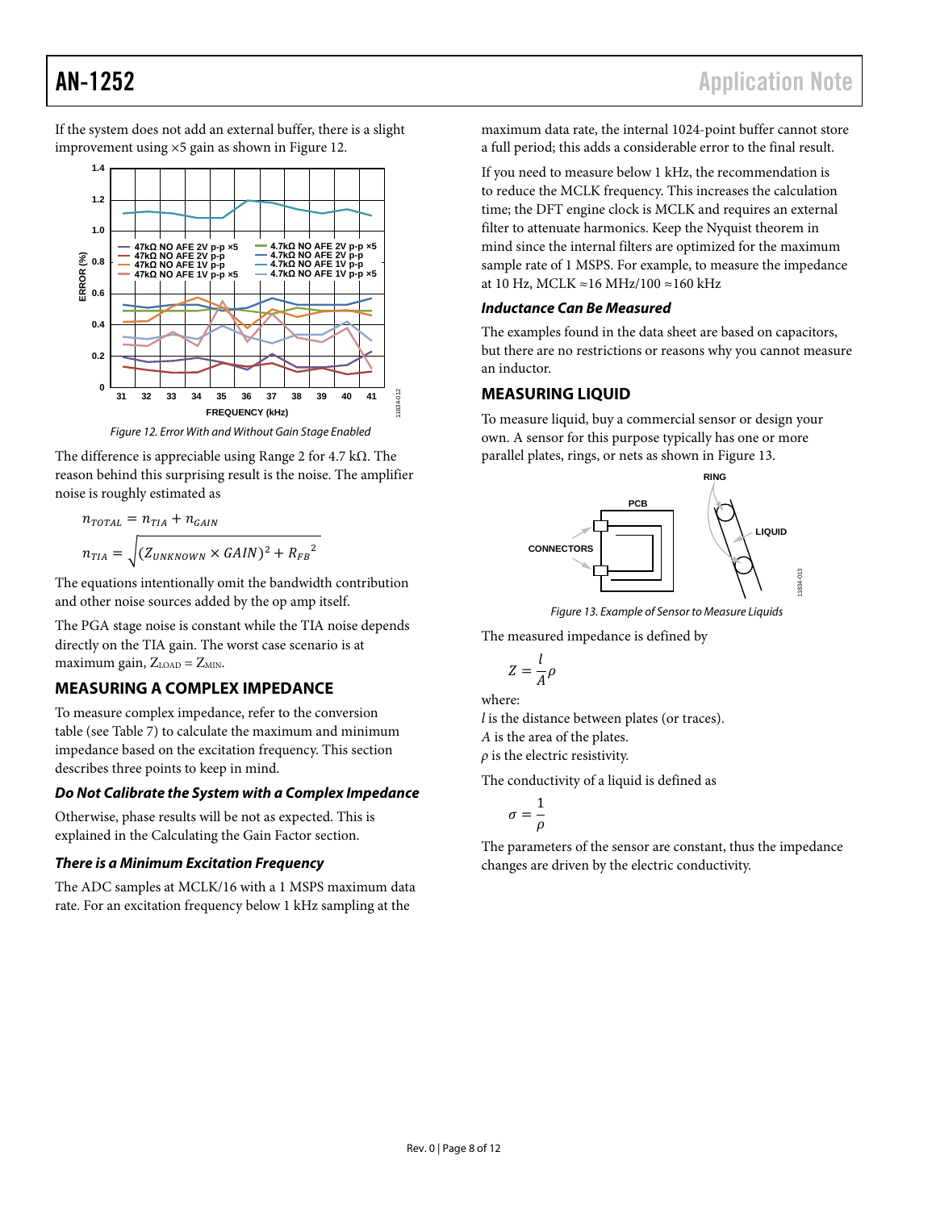If the system does not add an external buffer, there is a slight improvement using ×5 gain as shown in Figure 12.

Figure 12. Error With and Without Gain Stage Enabled

The difference is appreciable using Range 2 for 4.7 kΩ. The reason behind this surprising result is the noise. The amplifier noise is roughly estimated as

$$n_{TOTAL} = n_{TIA} + n_{GAIN}$$

$$n_{TIA} = \sqrt{(Z_{UNKNOWN} \times GAIN)^2 + {R_{FB}}^2}$$

The equations intentionally omit the bandwidth contribution and other noise sources added by the op amp itself.

The PGA stage noise is constant while the TIA noise depends directly on the TIA gain. The worst case scenario is at maximum gain, $Z_{LOAD} = Z_{MIN}$.

## MEASURING A COMPLEX IMPEDANCE

To measure complex impedance, refer to the conversion table (see Table 7) to calculate the maximum and minimum impedance based on the excitation frequency. This section describes three points to keep in mind.

### *Do Not Calibrate the System with a Complex Impedance*

Otherwise, phase results will be not as expected. This is explained in the Calculating the Gain Factor section.

### *There is a Minimum Excitation Frequency*

The ADC samples at MCLK/16 with a 1 MSPS maximum data rate. For an excitation frequency below 1 kHz sampling at the maximum data rate, the internal 1024-point buffer cannot store a full period; this adds a considerable error to the final result.

If you need to measure below 1 kHz, the recommendation is to reduce the MCLK frequency. This increases the calculation time; the DFT engine clock is MCLK and requires an external filter to attenuate harmonics. Keep the Nyquist theorem in mind since the internal filters are optimized for the maximum sample rate of 1 MSPS. For example, to measure the impedance at 10 Hz, MCLK ≈16 MHz/100 ≈160 kHz

### *Inductance Can Be Measured*

The examples found in the data sheet are based on capacitors, but there are no restrictions or reasons why you cannot measure an inductor.

## MEASURING LIQUID

To measure liquid, buy a commercial sensor or design your own. A sensor for this purpose typically has one or more parallel plates, rings, or nets as shown in Figure 13.

Figure 13. Example of Sensor to Measure Liquids

The measured impedance is defined by

$$Z = \frac{l}{A}\rho$$

where:
$l$ is the distance between plates (or traces).
$A$ is the area of the plates.
$\rho$ is the electric resistivity.

The conductivity of a liquid is defined as

$$\sigma = \frac{1}{\rho}$$

The parameters of the sensor are constant, thus the impedance changes are driven by the electric conductivity.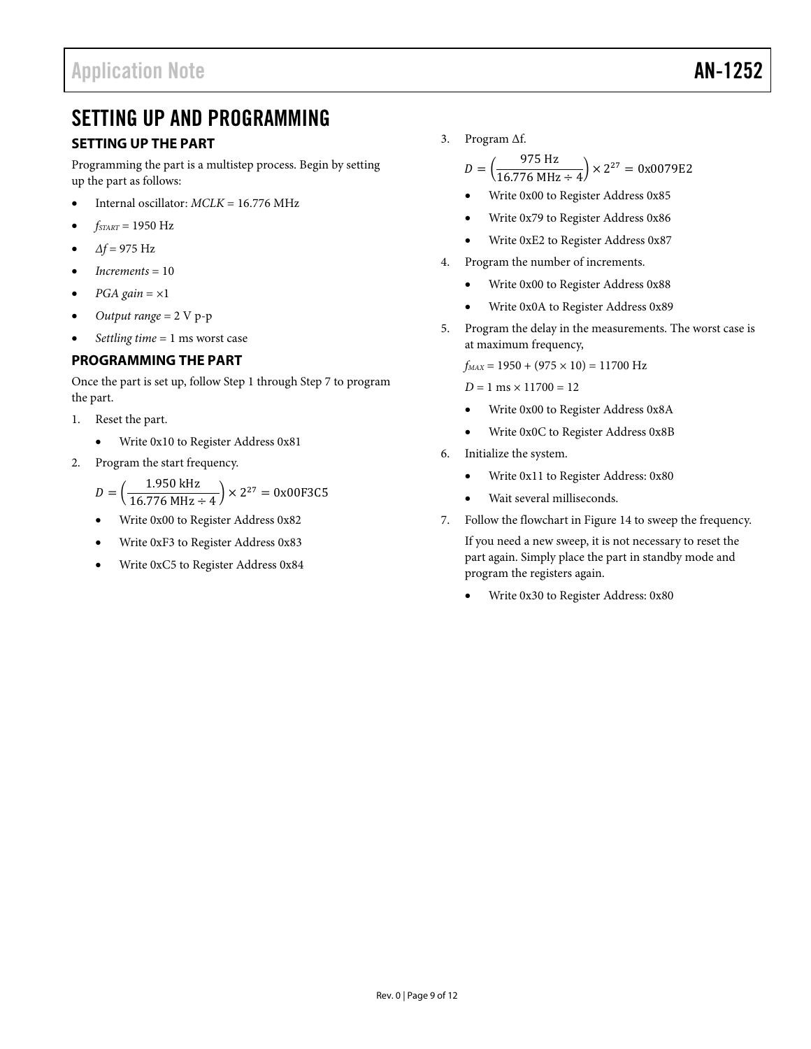# SETTING UP AND PROGRAMMING

## SETTING UP THE PART

Programming the part is a multistep process. Begin by setting up the part as follows:

- Internal oscillator: *MCLK* = 16.776 MHz
- $f_{START}$ = 1950 Hz
- *Δf* = 975 Hz
- *Increments* = 10
- *PGA gain* = ×1
- *Output range* = 2 V p-p
- *Settling time* = 1 ms worst case

## PROGRAMMING THE PART

Once the part is set up, follow Step 1 through Step 7 to program the part.

1. Reset the part.
   - Write 0x10 to Register Address 0x81
2. Program the start frequency.

   $$D = \left(\frac{1.950 \text{ kHz}}{16.776 \text{ MHz} \div 4}\right) \times 2^{27} = 0\text{x}00\text{F}3\text{C}5$$

   - Write 0x00 to Register Address 0x82
   - Write 0xF3 to Register Address 0x83
   - Write 0xC5 to Register Address 0x84
3. Program Δf.

   $$D = \left(\frac{975 \text{ Hz}}{16.776 \text{ MHz} \div 4}\right) \times 2^{27} = 0\text{x}0079\text{E}2$$

   - Write 0x00 to Register Address 0x85
   - Write 0x79 to Register Address 0x86
   - Write 0xE2 to Register Address 0x87
4. Program the number of increments.
   - Write 0x00 to Register Address 0x88
   - Write 0x0A to Register Address 0x89
5. Program the delay in the measurements. The worst case is at maximum frequency,

   $f_{MAX}$ = 1950 + (975 × 10) = 11700 Hz

   *D* = 1 ms × 11700 = 12

   - Write 0x00 to Register Address 0x8A
   - Write 0x0C to Register Address 0x8B
6. Initialize the system.
   - Write 0x11 to Register Address: 0x80
   - Wait several milliseconds.
7. Follow the flowchart in Figure 14 to sweep the frequency.

   If you need a new sweep, it is not necessary to reset the part again. Simply place the part in standby mode and program the registers again.

   - Write 0x30 to Register Address: 0x80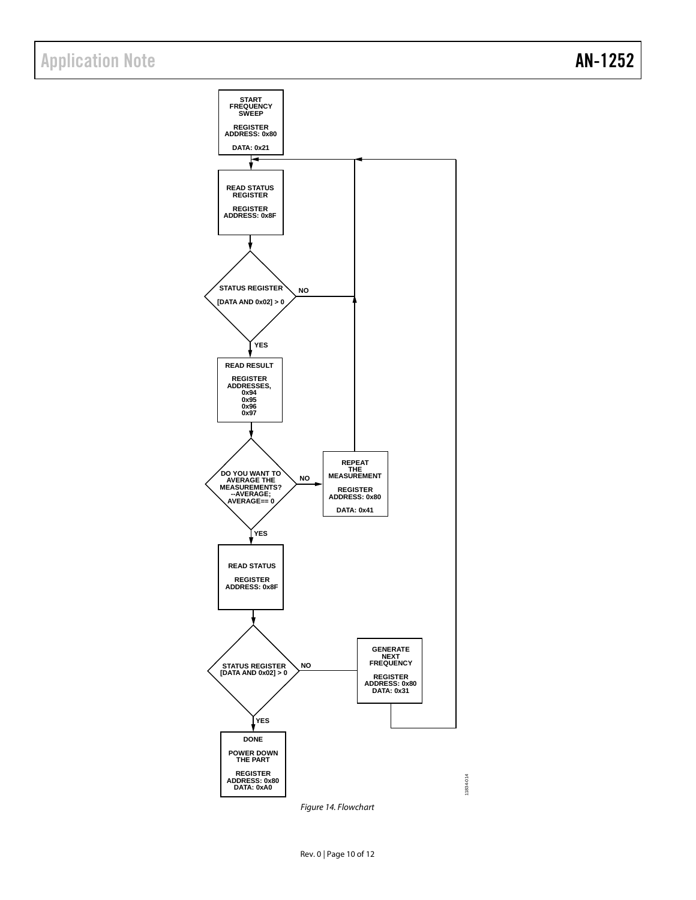START FREQUENCY SWEEP

REGISTER ADDRESS: 0x80

DATA: 0x21

READ STATUS REGISTER

REGISTER ADDRESS: 0x8F

STATUS REGISTER

[DATA AND 0x02] > 0

NO

YES

READ RESULT

REGISTER ADDRESSES, 0x94 0x95 0x96 0x97

DO YOU WANT TO AVERAGE THE MEASUREMENTS? --AVERAGE; AVERAGE== 0

NO

REPEAT THE MEASUREMENT

REGISTER ADDRESS: 0x80

DATA: 0x41

YES

READ STATUS

REGISTER ADDRESS: 0x8F

STATUS REGISTER [DATA AND 0x02] > 0

NO

GENERATE NEXT FREQUENCY

REGISTER ADDRESS: 0x80 DATA: 0x31

YES

DONE

POWER DOWN THE PART

REGISTER ADDRESS: 0x80 DATA: 0xA0

11834-014

*Figure 14. Flowchart*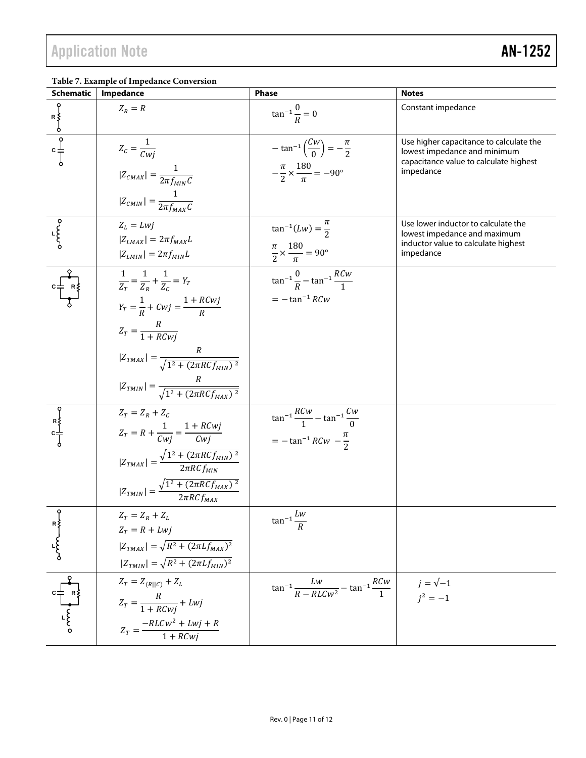**Table 7. Example of Impedance Conversion**

| Schematic | Impedance | Phase | Notes |
|---|---|---|---|
| R | $Z_R = R$ | $\tan^{-1}\frac{0}{R} = 0$ | Constant impedance |
| C | $Z_C = \frac{1}{Cwj}$ <br> $\lvert Z_{CMAX}\rvert = \frac{1}{2\pi f_{MIN} C}$ <br> $\lvert Z_{CMIN}\rvert = \frac{1}{2\pi f_{MAX} C}$ | $-\tan^{-1}\left(\frac{Cw}{0}\right) = -\frac{\pi}{2}$ <br> $-\frac{\pi}{2} \times \frac{180}{\pi} = -90°$ | Use higher capacitance to calculate the lowest impedance and minimum capacitance value to calculate highest impedance |
| L | $Z_L = Lwj$ <br> $\lvert Z_{LMAX}\rvert = 2\pi f_{MAX} L$ <br> $\lvert Z_{LMIN}\rvert = 2\pi f_{MIN} L$ | $\tan^{-1}(Lw) = \frac{\pi}{2}$ <br> $\frac{\pi}{2} \times \frac{180}{\pi} = 90°$ | Use lower inductor to calculate the lowest impedance and maximum inductor value to calculate highest impedance |
| C ‖ R | $\frac{1}{Z_T} = \frac{1}{Z_R} + \frac{1}{Z_C} = Y_T$ <br> $Y_T = \frac{1}{R} + Cwj = \frac{1 + RCwj}{R}$ <br> $Z_T = \frac{R}{1 + RCwj}$ <br> $\lvert Z_{TMAX}\rvert = \frac{R}{\sqrt{1^2 + (2\pi RC f_{MIN})^2}}$ <br> $\lvert Z_{TMIN}\rvert = \frac{R}{\sqrt{1^2 + (2\pi RC f_{MAX})^2}}$ | $\tan^{-1}\frac{0}{R} - \tan^{-1}\frac{RCw}{1}$ <br> $= -\tan^{-1} RCw$ | |
| R, C (series) | $Z_T = Z_R + Z_C$ <br> $Z_T = R + \frac{1}{Cwj} = \frac{1 + RCwj}{Cwj}$ <br> $\lvert Z_{TMAX}\rvert = \frac{\sqrt{1^2 + (2\pi RC f_{MIN})^2}}{2\pi RC f_{MIN}}$ <br> $\lvert Z_{TMIN}\rvert = \frac{\sqrt{1^2 + (2\pi RC f_{MAX})^2}}{2\pi RC f_{MAX}}$ | $\tan^{-1}\frac{RCw}{1} - \tan^{-1}\frac{Cw}{0}$ <br> $= -\tan^{-1} RCw - \frac{\pi}{2}$ | |
| R, L (series) | $Z_T = Z_R + Z_L$ <br> $Z_T = R + Lwj$ <br> $\lvert Z_{TMAX}\rvert = \sqrt{R^2 + (2\pi L f_{MAX})^2}$ <br> $\lvert Z_{TMIN}\rvert = \sqrt{R^2 + (2\pi L f_{MIN})^2}$ | $\tan^{-1}\frac{Lw}{R}$ | |
| (C ‖ R), L (series) | $Z_T = Z_{(R\|\|C)} + Z_L$ <br> $Z_T = \frac{R}{1 + RCwj} + Lwj$ <br> $Z_T = \frac{-RLCw^2 + Lwj + R}{1 + RCwj}$ | $\tan^{-1}\frac{Lw}{R - RLCw^2} - \tan^{-1}\frac{RCw}{1}$ | $j = \sqrt{-1}$ <br> $j^2 = -1$ |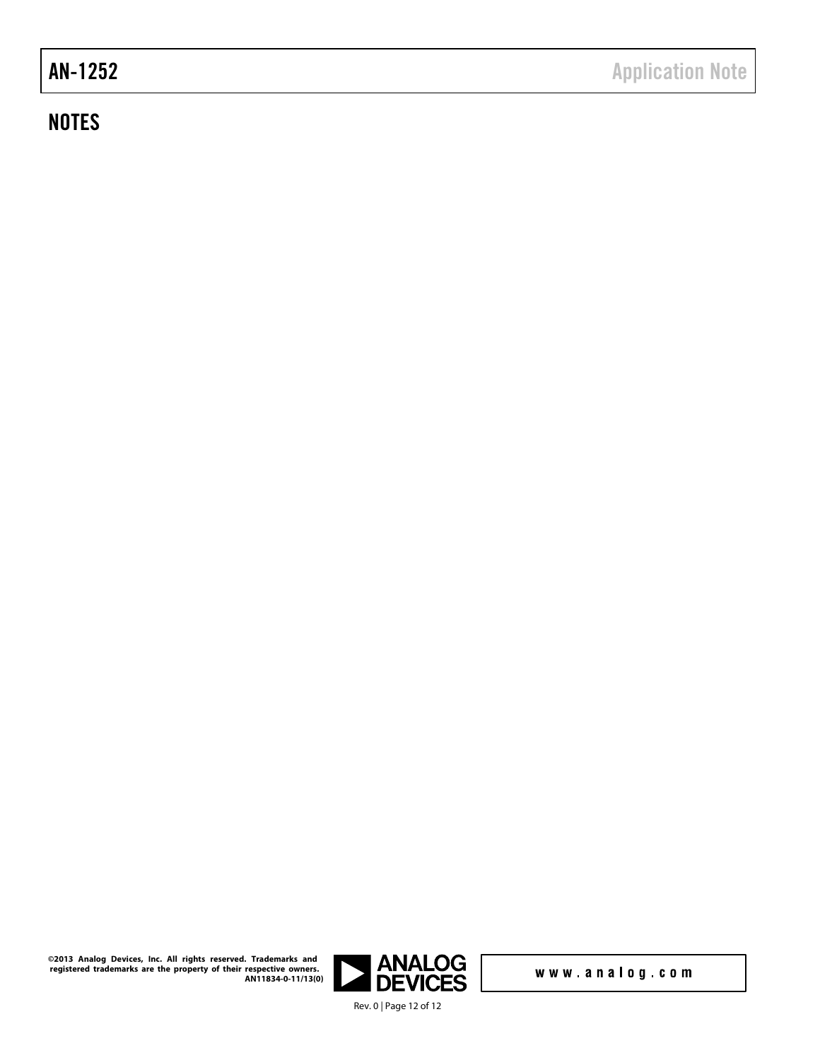## NOTES

©2013 Analog Devices, Inc. All rights reserved. Trademarks and registered trademarks are the property of their respective owners.
AN11834-0-11/13(0)

www.analog.com